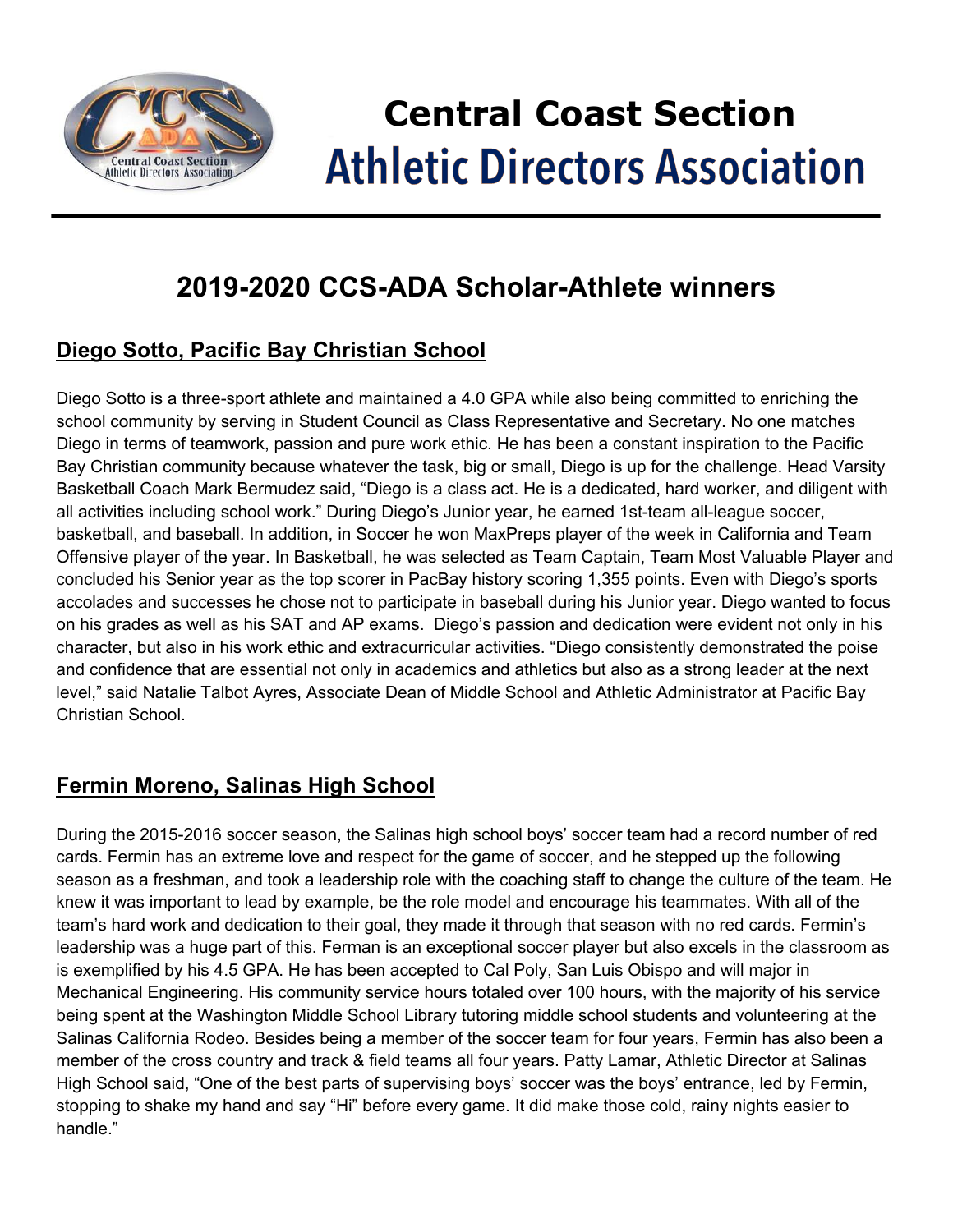# Central Coast Section Athletic Directors Association

## 2019-2020 CCS-ADA Scholar-Athlete winners

### Diego Sotto, Pacific Bay Christian School

Diego Sotto is a three-sport athlete and maintained a 4.0 GPA while also being committed to enriching the school community by serving in Student Council as Class Representative and Secretary. No one matches Diego in terms of teamwork, passion and pure work ethic. He has been a constant inspiration to the Pacific Bay Christian community because whatever the task, big or small, Diego is up for the challenge. Head Varsity Basketball Coach Mark Bermudez said, "Diego is a class act. He is a dedicated, hard worker, and diligent with all activities including school work." During Diego's Junior year, he earned 1st-team all-league soccer, basketball, and baseball. In addition, in Soccer he won MaxPreps player of the week in California and Team Offensive player of the year. In Basketball, he was selected as Team Captain, Team Most Valuable Player and concluded his Senior year as the top scorer in PacBay history scoring 1,355 points. Even with Diego's sports accolades and successes he chose not to participate in baseball during his Junior year. Diego wanted to focus on his grades as well as his SAT and AP exams. Diego's passion and dedication were evident not only in his character, but also in his work ethic and extracurricular activities. "Diego consistently demonstrated the poise and confidence that are essential not only in academics and athletics but also as a strong leader at the next level," said Natalie Talbot Ayres, Associate Dean of Middle School and Athletic Administrator at Pacific Bay Christian School.

### Fermin Moreno, Salinas High School

During the 2015-2016 soccer season, the Salinas high school boys' soccer team had a record number of red cards. Fermin has an extreme love and respect for the game of soccer, and he stepped up the following season as a freshman, and took a leadership role with the coaching staff to change the culture of the team. He knew it was important to lead by example, be the role model and encourage his teammates. With all of the team's hard work and dedication to their goal, they made it through that season with no red cards. Fermin's leadership was a huge part of this. Ferman is an exceptional soccer player but also excels in the classroom as is exemplified by his 4.5 GPA. He has been accepted to Cal Poly, San Luis Obispo and will major in Mechanical Engineering. His community service hours totaled over 100 hours, with the majority of his service being spent at the Washington Middle School Library tutoring middle school students and volunteering at the Salinas California Rodeo. Besides being a member of the soccer team for four years, Fermin has also been a member of the cross country and track & field teams all four years. Patty Lamar, Athletic Director at Salinas High School said, "One of the best parts of supervising boys' soccer was the boys' entrance, led by Fermin, stopping to shake my hand and say "Hi" before every game. It did make those cold, rainy nights easier to handle."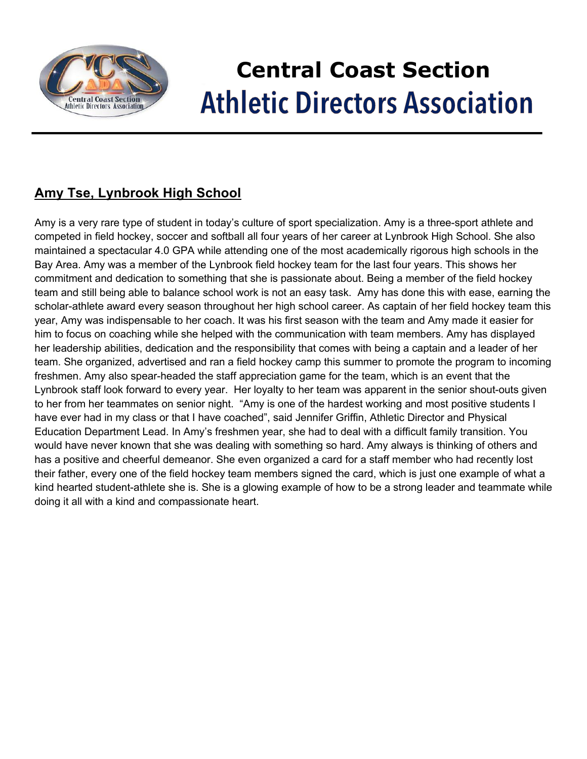# Central Coast Section
# Athletic Directors Association

## Amy Tse, Lynbrook High School

Amy is a very rare type of student in today's culture of sport specialization. Amy is a three-sport athlete and competed in field hockey, soccer and softball all four years of her career at Lynbrook High School. She also maintained a spectacular 4.0 GPA while attending one of the most academically rigorous high schools in the Bay Area. Amy was a member of the Lynbrook field hockey team for the last four years. This shows her commitment and dedication to something that she is passionate about. Being a member of the field hockey team and still being able to balance school work is not an easy task. Amy has done this with ease, earning the scholar-athlete award every season throughout her high school career. As captain of her field hockey team this year, Amy was indispensable to her coach. It was his first season with the team and Amy made it easier for him to focus on coaching while she helped with the communication with team members. Amy has displayed her leadership abilities, dedication and the responsibility that comes with being a captain and a leader of her team. She organized, advertised and ran a field hockey camp this summer to promote the program to incoming freshmen. Amy also spear-headed the staff appreciation game for the team, which is an event that the Lynbrook staff look forward to every year. Her loyalty to her team was apparent in the senior shout-outs given to her from her teammates on senior night. "Amy is one of the hardest working and most positive students I have ever had in my class or that I have coached", said Jennifer Griffin, Athletic Director and Physical Education Department Lead. In Amy's freshmen year, she had to deal with a difficult family transition. You would have never known that she was dealing with something so hard. Amy always is thinking of others and has a positive and cheerful demeanor. She even organized a card for a staff member who had recently lost their father, every one of the field hockey team members signed the card, which is just one example of what a kind hearted student-athlete she is. She is a glowing example of how to be a strong leader and teammate while doing it all with a kind and compassionate heart.